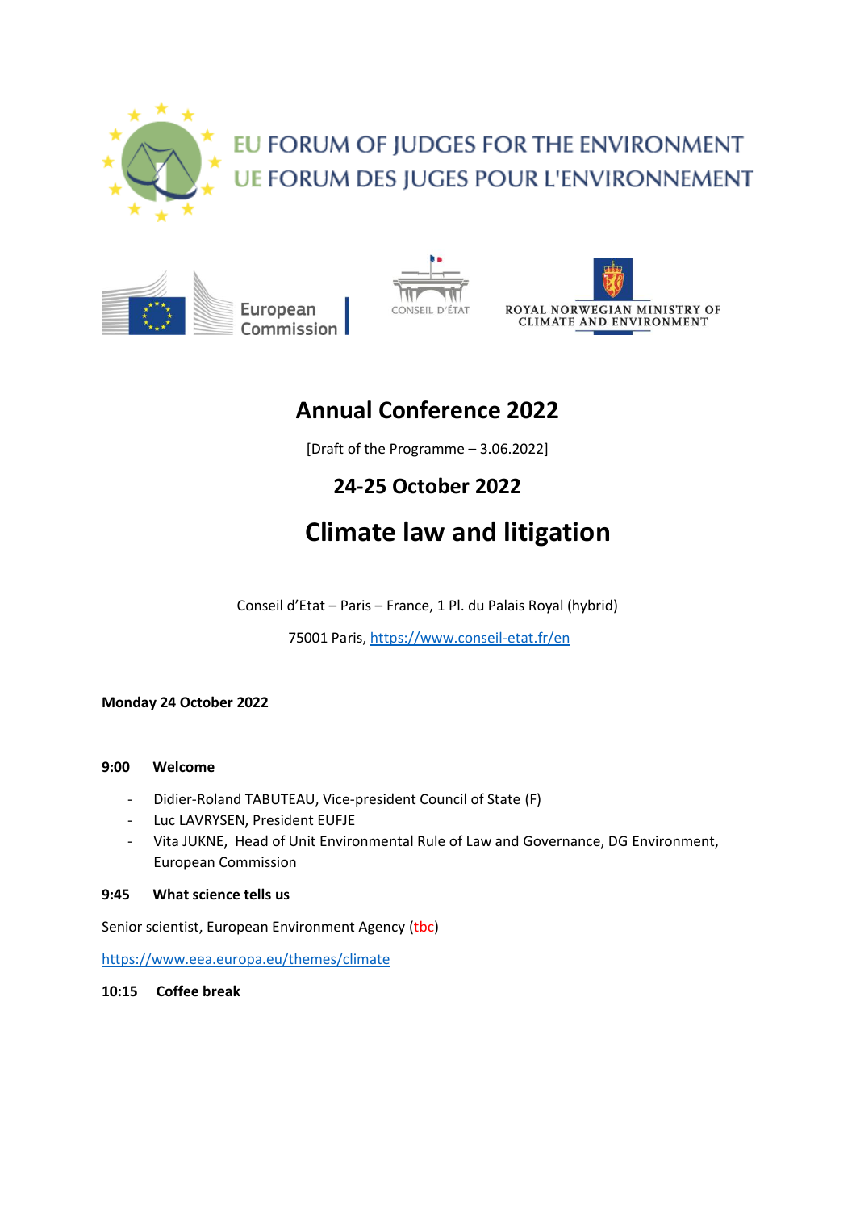EU FORUM OF JUDGES FOR THE ENVIRONMENT
UE FORUM DES JUGES POUR L'ENVIRONNEMENT

European Commission | CONSEIL D'ÉTAT | ROYAL NORWEGIAN MINISTRY OF CLIMATE AND ENVIRONMENT

# Annual Conference 2022

[Draft of the Programme – 3.06.2022]

## 24-25 October 2022

# Climate law and litigation

Conseil d'Etat – Paris – France, 1 Pl. du Palais Royal (hybrid)

75001 Paris, https://www.conseil-etat.fr/en

**Monday 24 October 2022**

**9:00 Welcome**

- Didier-Roland TABUTEAU, Vice-president Council of State (F)
- Luc LAVRYSEN, President EUFJE
- Vita JUKNE, Head of Unit Environmental Rule of Law and Governance, DG Environment, European Commission

**9:45 What science tells us**

Senior scientist, European Environment Agency (tbc)

https://www.eea.europa.eu/themes/climate

**10:15 Coffee break**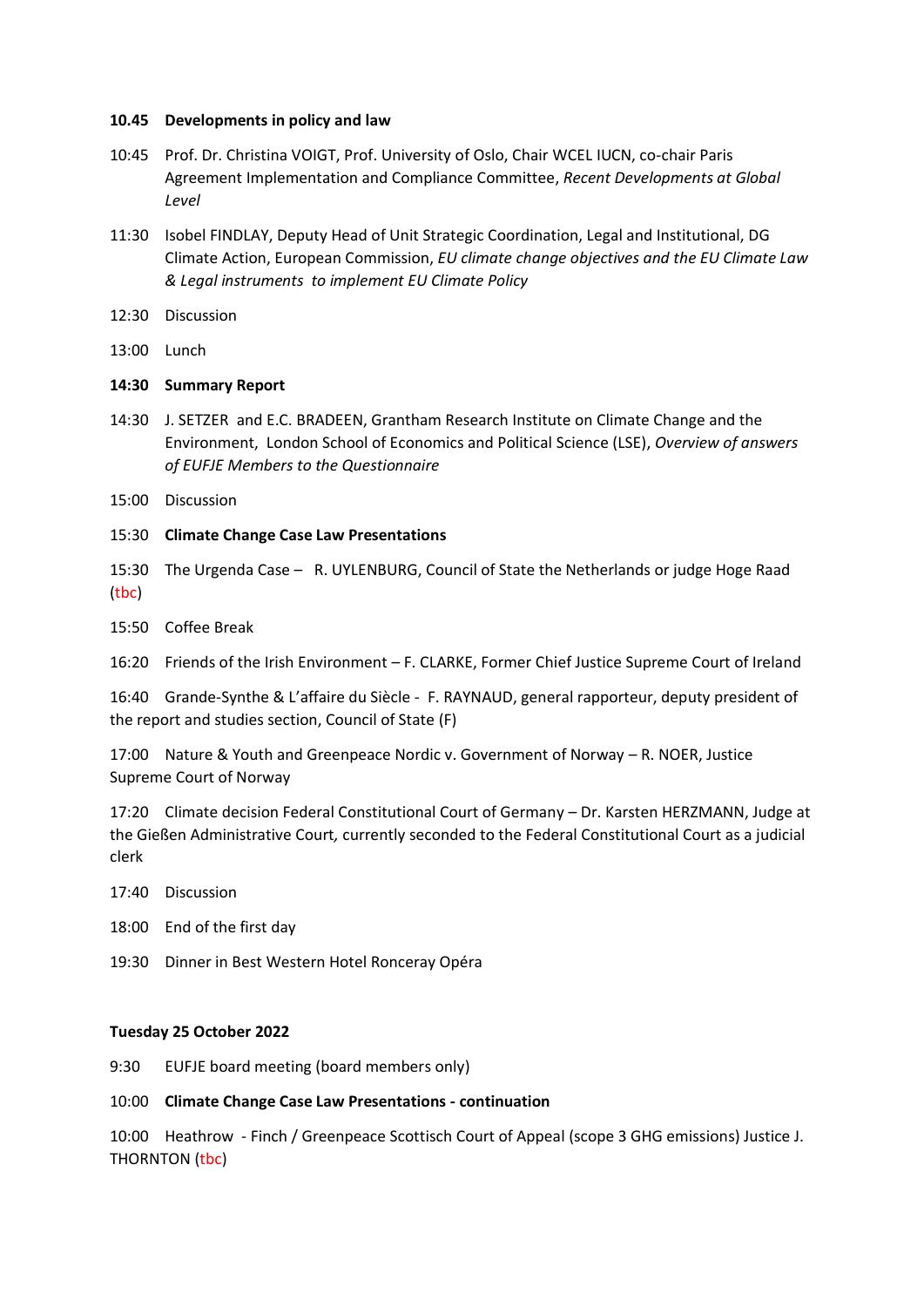**10.45 Developments in policy and law**

10:45 Prof. Dr. Christina VOIGT, Prof. University of Oslo, Chair WCEL IUCN, co-chair Paris Agreement Implementation and Compliance Committee, *Recent Developments at Global Level*

11:30 Isobel FINDLAY, Deputy Head of Unit Strategic Coordination, Legal and Institutional, DG Climate Action, European Commission, *EU climate change objectives and the EU Climate Law & Legal instruments to implement EU Climate Policy*

12:30 Discussion

13:00 Lunch

**14:30 Summary Report**

14:30 J. SETZER and E.C. BRADEEN, Grantham Research Institute on Climate Change and the Environment, London School of Economics and Political Science (LSE), *Overview of answers of EUFJE Members to the Questionnaire*

15:00 Discussion

**15:30 Climate Change Case Law Presentations**

15:30 The Urgenda Case – R. UYLENBURG, Council of State the Netherlands or judge Hoge Raad (tbc)

15:50 Coffee Break

16:20 Friends of the Irish Environment – F. CLARKE, Former Chief Justice Supreme Court of Ireland

16:40 Grande-Synthe & L'affaire du Siècle - F. RAYNAUD, general rapporteur, deputy president of the report and studies section, Council of State (F)

17:00 Nature & Youth and Greenpeace Nordic v. Government of Norway – R. NOER, Justice Supreme Court of Norway

17:20 Climate decision Federal Constitutional Court of Germany – Dr. Karsten HERZMANN, Judge at the Gießen Administrative Court, currently seconded to the Federal Constitutional Court as a judicial clerk

17:40 Discussion

18:00 End of the first day

19:30 Dinner in Best Western Hotel Ronceray Opéra

**Tuesday 25 October 2022**

9:30 EUFJE board meeting (board members only)

10:00 **Climate Change Case Law Presentations - continuation**

10:00 Heathrow - Finch / Greenpeace Scottisch Court of Appeal (scope 3 GHG emissions) Justice J. THORNTON (tbc)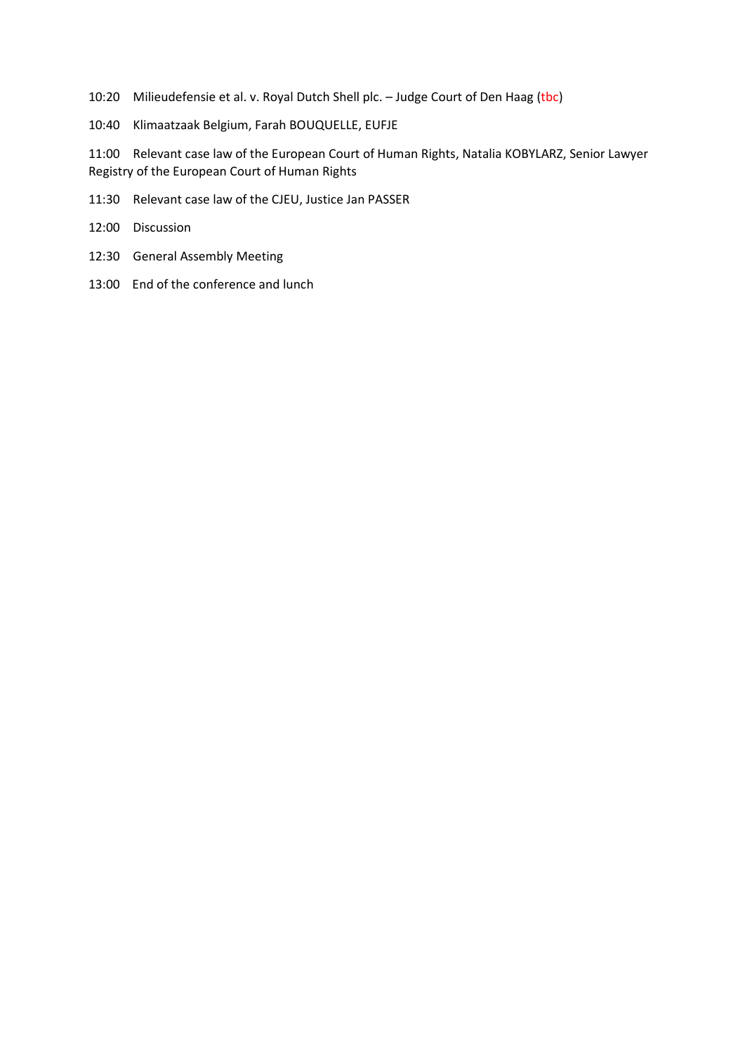10:20 Milieudefensie et al. v. Royal Dutch Shell plc. – Judge Court of Den Haag (tbc)

10:40 Klimaatzaak Belgium, Farah BOUQUELLE, EUFJE

11:00 Relevant case law of the European Court of Human Rights, Natalia KOBYLARZ, Senior Lawyer Registry of the European Court of Human Rights

11:30 Relevant case law of the CJEU, Justice Jan PASSER

12:00 Discussion

12:30 General Assembly Meeting

13:00 End of the conference and lunch